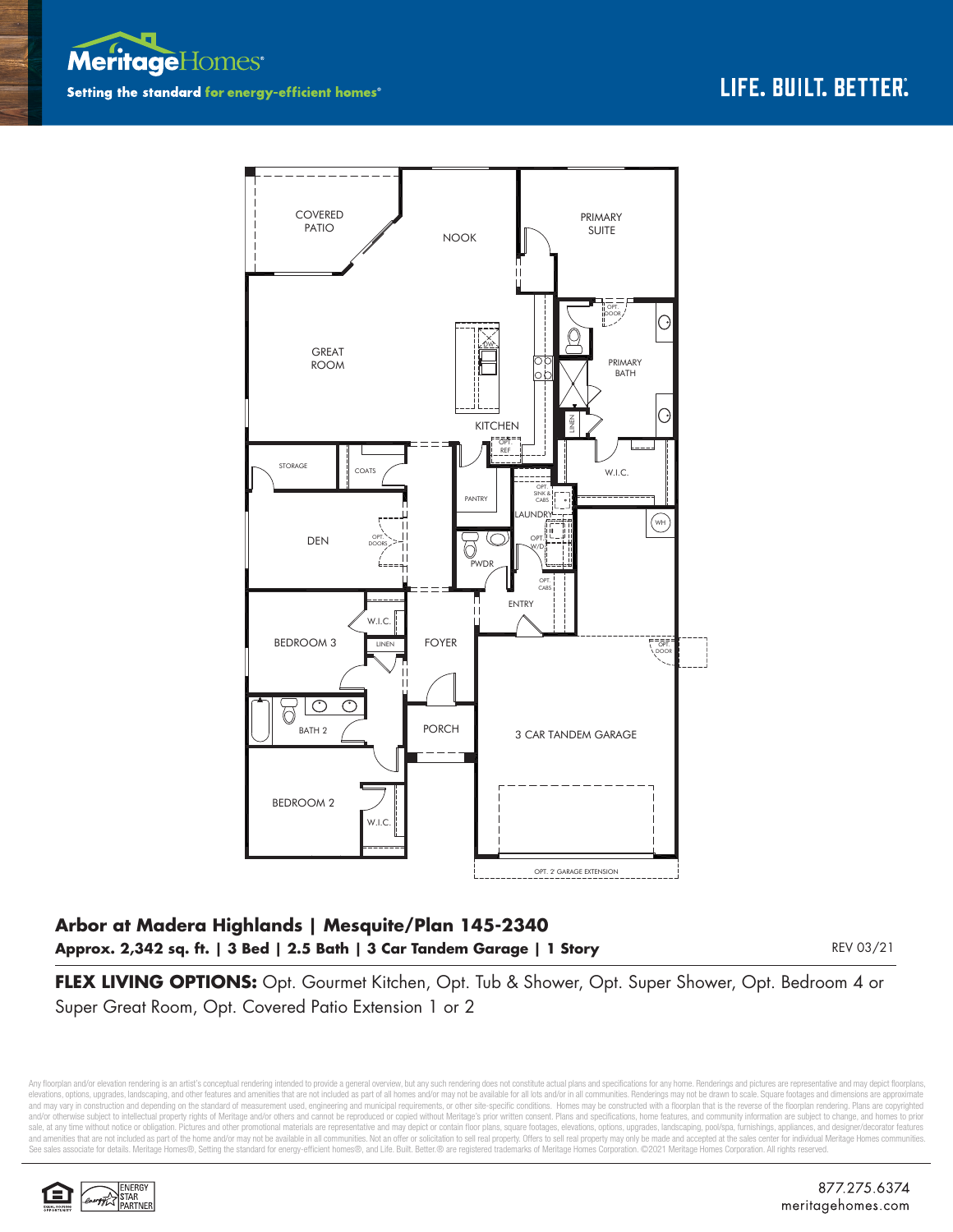Meritage Homes
**Setting the standard for energy-efficient homes®**

LIFE. BUILT. BETTER.®

COVERED PATIO
NOOK
PRIMARY SUITE
GREAT ROOM
OPT. DOOR
PRIMARY BATH
DW
KITCHEN
LINEN
OPT. REF
STORAGE
COATS
W.I.C.
PANTRY
OPT. SINK & CABS
LAUNDRY
DEN
OPT. DOORS
WH
PWDR
OPT. W/D
OPT. CABS
ENTRY
W.I.C.
BEDROOM 3
LINEN
FOYER
OPT. DOOR
BATH 2
PORCH
3 CAR TANDEM GARAGE
BEDROOM 2
W.I.C.
OPT. 2 GARAGE EXTENSION

## Arbor at Madera Highlands | Mesquite/Plan 145-2340

**Approx. 2,342 sq. ft. | 3 Bed | 2.5 Bath | 3 Car Tandem Garage | 1 Story**

REV 03/21

**FLEX LIVING OPTIONS:** Opt. Gourmet Kitchen, Opt. Tub & Shower, Opt. Super Shower, Opt. Bedroom 4 or Super Great Room, Opt. Covered Patio Extension 1 or 2

Any floorplan and/or elevation rendering is an artist's conceptual rendering intended to provide a general overview, but any such rendering does not constitute actual plans and specifications for any home. Renderings and pictures are representative and may depict floorplans, elevations, options, upgrades, landscaping, and other features and amenities that are not included as part of all homes and/or may not be available for all lots and/or in all communities. Renderings may not be drawn to scale. Square footages and dimensions are approximate and may vary in construction and depending on the standard of measurement used, engineering and municipal requirements, or other site-specific conditions. Homes may be constructed with a floorplan that is the reverse of the floorplan rendering. Plans are copyrighted and/or otherwise subject to intellectual property rights of Meritage and/or others and cannot be reproduced or copied without Meritage's prior written consent. Plans and specifications, home features, and community information are subject to change, and homes to prior sale, at any time without notice or obligation. Pictures and other promotional materials are representative and may depict or contain floor plans, square footages, elevations, options, upgrades, landscaping, pool/spa, furnishings, appliances, and designer/decorator features and amenities that are not included as part of the home and/or may not be available in all communities. Not an offer or solicitation to sell real property. Offers to sell real property may only be made and accepted at the sales center for individual Meritage Homes communities. See sales associate for details. Meritage Homes®, Setting the standard for energy-efficient homes®, and Life. Built. Better.® are registered trademarks of Meritage Homes Corporation. ©2021 Meritage Homes Corporation. All rights reserved.

EQUAL HOUSING OPPORTUNITY | ENERGY STAR PARTNER

877.275.6374
meritagehomes.com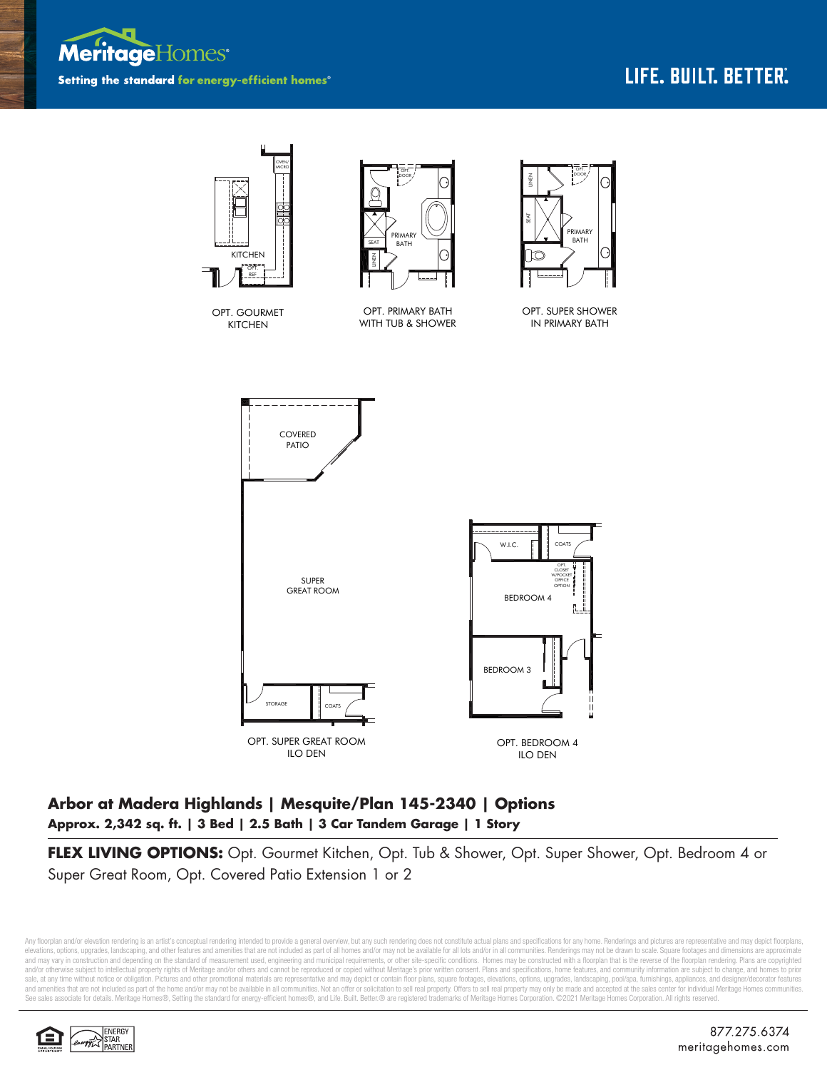Meritage Homes

Setting the standard for energy-efficient homes®

LIFE. BUILT. BETTER.®

OPT. GOURMET KITCHEN

OPT. PRIMARY BATH WITH TUB & SHOWER

OPT. SUPER SHOWER IN PRIMARY BATH

OPT. SUPER GREAT ROOM ILO DEN

OPT. BEDROOM 4 ILO DEN

## Arbor at Madera Highlands | Mesquite/Plan 145-2340 | Options

**Approx. 2,342 sq. ft. | 3 Bed | 2.5 Bath | 3 Car Tandem Garage | 1 Story**

**FLEX LIVING OPTIONS:** Opt. Gourmet Kitchen, Opt. Tub & Shower, Opt. Super Shower, Opt. Bedroom 4 or Super Great Room, Opt. Covered Patio Extension 1 or 2

Any floorplan and/or elevation rendering is an artist's conceptual rendering intended to provide a general overview, but any such rendering does not constitute actual plans and specifications for any home. Renderings and pictures are representative and may depict floorplans, elevations, options, upgrades, landscaping, and other features and amenities that are not included as part of all homes and/or may not be available for all lots and/or in all communities. Renderings may not be drawn to scale. Square footages and dimensions are approximate and may vary in construction and depending on the standard of measurement used, engineering and municipal requirements, or other site-specific conditions. Homes may be constructed with a floorplan that is the reverse of the floorplan rendering. Plans are copyrighted and/or otherwise subject to intellectual property rights of Meritage and/or others and cannot be reproduced or copied without Meritage's prior written consent. Plans and specifications, home features, and community information are subject to change, and homes to prior sale, at any time without notice or obligation. Pictures and other promotional materials are representative and may depict or contain floor plans, square footages, elevations, options, upgrades, landscaping, pool/spa, furnishings, appliances, and designer/decorator features and amenities that are not included as part of the home and/or may not be available in all communities. Not an offer or solicitation to sell real property. Offers to sell real property may only be made and accepted at the sales center for individual Meritage Homes communities. See sales associate for details. Meritage Homes®, Setting the standard for energy-efficient homes®, and Life. Built. Better.® are registered trademarks of Meritage Homes Corporation. ©2021 Meritage Homes Corporation. All rights reserved.

877.275.6374
meritagehomes.com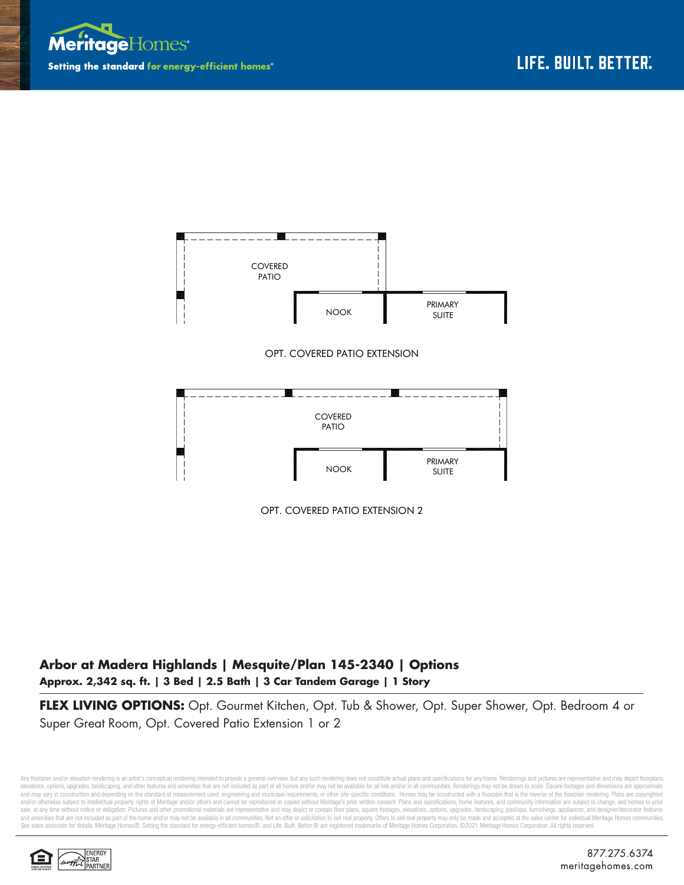COVERED PATIO

NOOK

PRIMARY SUITE

OPT. COVERED PATIO EXTENSION

COVERED PATIO

NOOK

PRIMARY SUITE

OPT. COVERED PATIO EXTENSION 2

## Arbor at Madera Highlands | Mesquite/Plan 145-2340 | Options

**Approx. 2,342 sq. ft. | 3 Bed | 2.5 Bath | 3 Car Tandem Garage | 1 Story**

**FLEX LIVING OPTIONS:** Opt. Gourmet Kitchen, Opt. Tub & Shower, Opt. Super Shower, Opt. Bedroom 4 or Super Great Room, Opt. Covered Patio Extension 1 or 2

Any floorplan and/or elevation rendering is an artist's conceptual rendering intended to provide a general overview, but any such rendering does not constitute actual plans and specifications for any home. Renderings and pictures are representative and may depict floorplans, elevations, options, upgrades, landscaping, and other features and amenities that are not included as part of all homes and/or may not be available for all lots and/or in all communities. Renderings may not be drawn to scale. Square footages and dimensions are approximate and may vary in construction and depending on the standard of measurement used, engineering and municipal requirements, or other site-specific conditions. Homes may be constructed with a floorplan that is the reverse of the floorplan rendering. Plans are copyrighted and/or otherwise subject to intellectual property rights of Meritage and/or others and cannot be reproduced or copied without Meritage's prior written consent. Plans and specifications, home features, and community information are subject to change, and homes to prior sale, at any time without notice or obligation. Pictures and other promotional materials are representative and may depict or contain floor plans, square footages, elevations, options, upgrades, landscaping, pool/spa, furnishings, appliances, and designer/decorator features and amenities that are not included as part of the home and/or may not be available in all communities. Not an offer or solicitation to sell real property. Offers to sell real property may only be made and accepted at the sales center for individual Meritage Homes communities. See sales associate for details. Meritage Homes®, Setting the standard for energy-efficient homes®, and Life. Built. Better.® are registered trademarks of Meritage Homes Corporation. ©2021 Meritage Homes Corporation. All rights reserved.

877.275.6374
meritagehomes.com